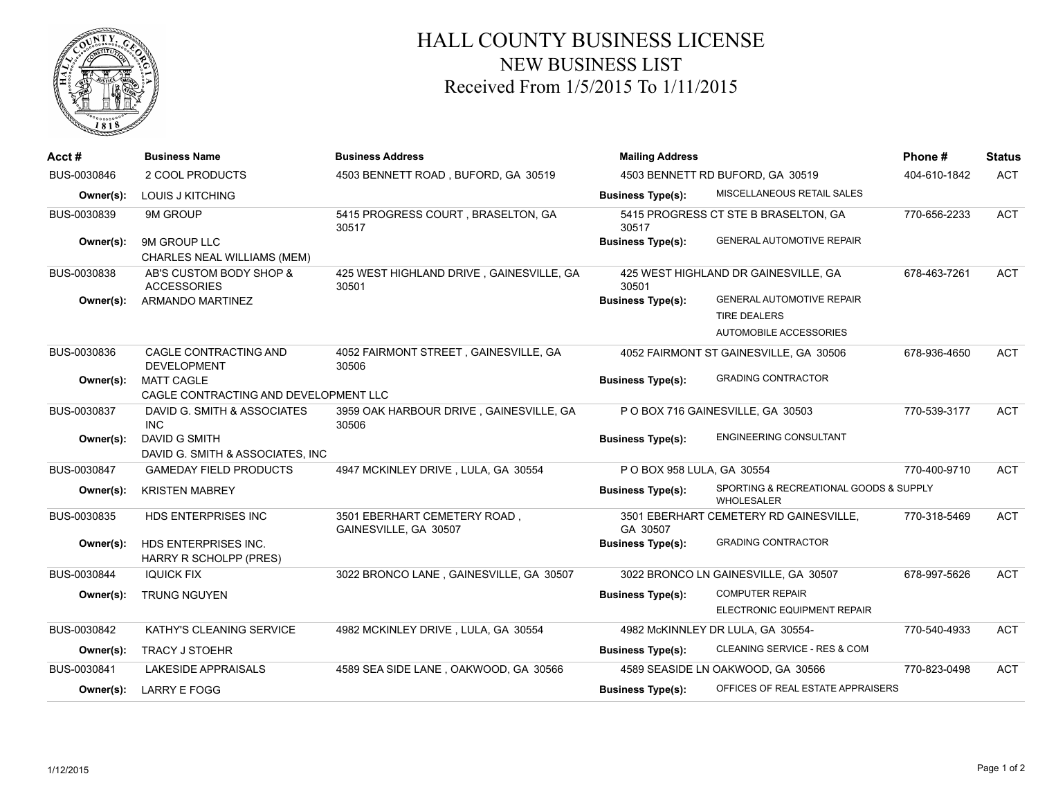# HALL COUNTY BUSINESS LICENSE
## NEW BUSINESS LIST
### Received From 1/5/2015 To 1/11/2015

| Acct # | Business Name | Business Address | Mailing Address | Phone # | Status |
|---|---|---|---|---|---|
| BUS-0030846 | 2 COOL PRODUCTS | 4503 BENNETT ROAD , BUFORD, GA 30519 | 4503 BENNETT RD BUFORD, GA 30519 | 404-610-1842 | ACT |
| **Owner(s):** | LOUIS J KITCHING | | **Business Type(s):** MISCELLANEOUS RETAIL SALES | | |
| BUS-0030839 | 9M GROUP | 5415 PROGRESS COURT , BRASELTON, GA 30517 | 5415 PROGRESS CT STE B BRASELTON, GA 30517 | 770-656-2233 | ACT |
| **Owner(s):** | 9M GROUP LLC<br>CHARLES NEAL WILLIAMS (MEM) | | **Business Type(s):** GENERAL AUTOMOTIVE REPAIR | | |
| BUS-0030838 | AB'S CUSTOM BODY SHOP & ACCESSORIES | 425 WEST HIGHLAND DRIVE , GAINESVILLE, GA 30501 | 425 WEST HIGHLAND DR GAINESVILLE, GA 30501 | 678-463-7261 | ACT |
| **Owner(s):** | ARMANDO MARTINEZ | | **Business Type(s):** GENERAL AUTOMOTIVE REPAIR<br>TIRE DEALERS<br>AUTOMOBILE ACCESSORIES | | |
| BUS-0030836 | CAGLE CONTRACTING AND DEVELOPMENT | 4052 FAIRMONT STREET , GAINESVILLE, GA 30506 | 4052 FAIRMONT ST GAINESVILLE, GA 30506 | 678-936-4650 | ACT |
| **Owner(s):** | MATT CAGLE<br>CAGLE CONTRACTING AND DEVELOPMENT LLC | | **Business Type(s):** GRADING CONTRACTOR | | |
| BUS-0030837 | DAVID G. SMITH & ASSOCIATES INC | 3959 OAK HARBOUR DRIVE , GAINESVILLE, GA 30506 | P O BOX 716 GAINESVILLE, GA 30503 | 770-539-3177 | ACT |
| **Owner(s):** | DAVID G SMITH<br>DAVID G. SMITH & ASSOCIATES, INC | | **Business Type(s):** ENGINEERING CONSULTANT | | |
| BUS-0030847 | GAMEDAY FIELD PRODUCTS | 4947 MCKINLEY DRIVE , LULA, GA 30554 | P O BOX 958 LULA, GA 30554 | 770-400-9710 | ACT |
| **Owner(s):** | KRISTEN MABREY | | **Business Type(s):** SPORTING & RECREATIONAL GOODS & SUPPLY WHOLESALER | | |
| BUS-0030835 | HDS ENTERPRISES INC | 3501 EBERHART CEMETERY ROAD , GAINESVILLE, GA 30507 | 3501 EBERHART CEMETERY RD GAINESVILLE, GA 30507 | 770-318-5469 | ACT |
| **Owner(s):** | HDS ENTERPRISES INC.<br>HARRY R SCHOLPP (PRES) | | **Business Type(s):** GRADING CONTRACTOR | | |
| BUS-0030844 | IQUICK FIX | 3022 BRONCO LANE , GAINESVILLE, GA 30507 | 3022 BRONCO LN GAINESVILLE, GA 30507 | 678-997-5626 | ACT |
| **Owner(s):** | TRUNG NGUYEN | | **Business Type(s):** COMPUTER REPAIR<br>ELECTRONIC EQUIPMENT REPAIR | | |
| BUS-0030842 | KATHY'S CLEANING SERVICE | 4982 MCKINLEY DRIVE , LULA, GA 30554 | 4982 McKINNLEY DR LULA, GA 30554- | 770-540-4933 | ACT |
| **Owner(s):** | TRACY J STOEHR | | **Business Type(s):** CLEANING SERVICE - RES & COM | | |
| BUS-0030841 | LAKESIDE APPRAISALS | 4589 SEA SIDE LANE , OAKWOOD, GA 30566 | 4589 SEASIDE LN OAKWOOD, GA 30566 | 770-823-0498 | ACT |
| **Owner(s):** | LARRY E FOGG | | **Business Type(s):** OFFICES OF REAL ESTATE APPRAISERS | | |

1/12/2015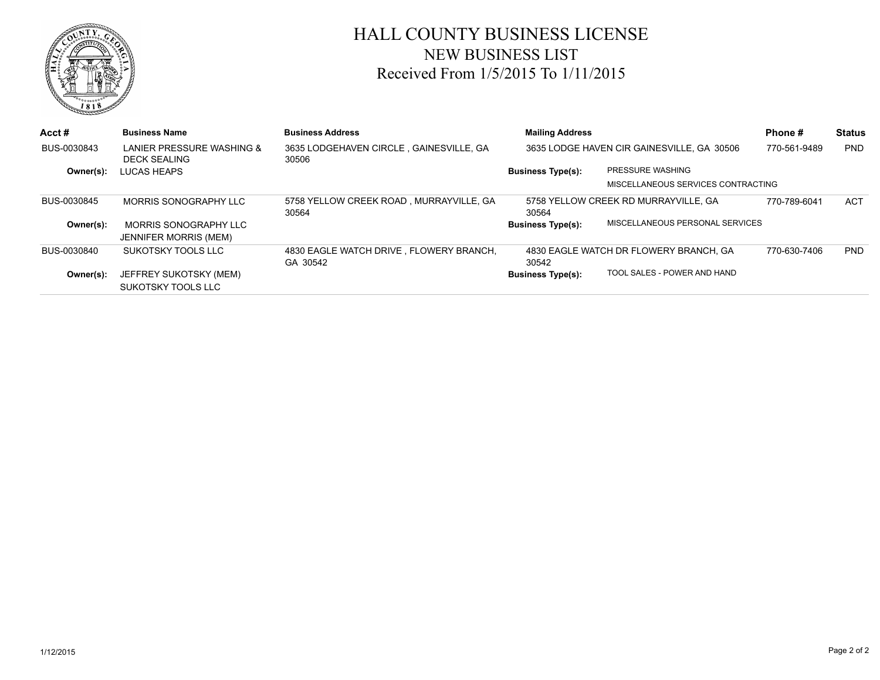# HALL COUNTY BUSINESS LICENSE
## NEW BUSINESS LIST
## Received From 1/5/2015 To 1/11/2015

| Acct # | Business Name | Business Address | Mailing Address | | Phone # | Status |
|---|---|---|---|---|---|---|
| BUS-0030843 | LANIER PRESSURE WASHING & DECK SEALING | 3635 LODGEHAVEN CIRCLE , GAINESVILLE, GA 30506 | 3635 LODGE HAVEN CIR GAINESVILLE, GA 30506 | | 770-561-9489 | PND |
| **Owner(s):** | LUCAS HEAPS | | **Business Type(s):** | PRESSURE WASHING<br>MISCELLANEOUS SERVICES CONTRACTING | | |
| BUS-0030845 | MORRIS SONOGRAPHY LLC | 5758 YELLOW CREEK ROAD , MURRAYVILLE, GA 30564 | 5758 YELLOW CREEK RD MURRAYVILLE, GA 30564 | | 770-789-6041 | ACT |
| **Owner(s):** | MORRIS SONOGRAPHY LLC<br>JENNIFER MORRIS (MEM) | | **Business Type(s):** | MISCELLANEOUS PERSONAL SERVICES | | |
| BUS-0030840 | SUKOTSKY TOOLS LLC | 4830 EAGLE WATCH DRIVE , FLOWERY BRANCH, GA 30542 | 4830 EAGLE WATCH DR FLOWERY BRANCH, GA 30542 | | 770-630-7406 | PND |
| **Owner(s):** | JEFFREY SUKOTSKY (MEM)<br>SUKOTSKY TOOLS LLC | | **Business Type(s):** | TOOL SALES - POWER AND HAND | | |

1/12/2015